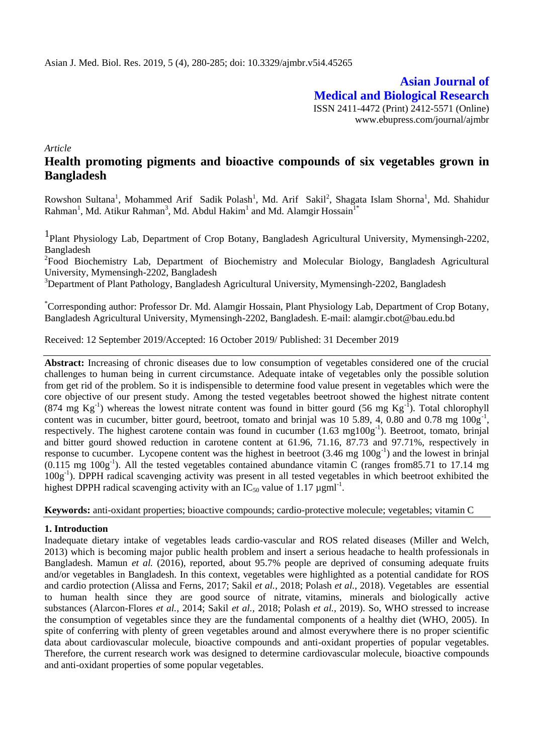Asian J. Med. Biol. Res. 2019, 5 (4), 280-285; doi: 10.3329/ajmbr.v5i4.45265

**Asian Journal of Medical and Biological Research**

ISSN 2411-4472 (Print) 2412-5571 (Online)
www.ebupress.com/journal/ajmbr

*Article*

# Health promoting pigments and bioactive compounds of six vegetables grown in Bangladesh

Rowshon Sultana[1], Mohammed Arif Sadik Polash[1], Md. Arif Sakil[2], Shagata Islam Shorna[1], Md. Shahidur Rahman[1], Md. Atikur Rahman[3], Md. Abdul Hakim[1] and Md. Alamgir Hossain[1*]

[1]Plant Physiology Lab, Department of Crop Botany, Bangladesh Agricultural University, Mymensingh-2202, Bangladesh

[2]Food Biochemistry Lab, Department of Biochemistry and Molecular Biology, Bangladesh Agricultural University, Mymensingh-2202, Bangladesh

[3]Department of Plant Pathology, Bangladesh Agricultural University, Mymensingh-2202, Bangladesh

[*]Corresponding author: Professor Dr. Md. Alamgir Hossain, Plant Physiology Lab, Department of Crop Botany, Bangladesh Agricultural University, Mymensingh-2202, Bangladesh. E-mail: alamgir.cbot@bau.edu.bd

Received: 12 September 2019/Accepted: 16 October 2019/ Published: 31 December 2019

**Abstract:** Increasing of chronic diseases due to low consumption of vegetables considered one of the crucial challenges to human being in current circumstance. Adequate intake of vegetables only the possible solution from get rid of the problem. So it is indispensible to determine food value present in vegetables which were the core objective of our present study. Among the tested vegetables beetroot showed the highest nitrate content (874 mg $Kg^{-1}$) whereas the lowest nitrate content was found in bitter gourd (56 mg $Kg^{-1}$). Total chlorophyll content was in cucumber, bitter gourd, beetroot, tomato and brinjal was 10 5.89, 4, 0.80 and 0.78 mg $100g^{-1}$, respectively. The highest carotene contain was found in cucumber (1.63 mg$100g^{-1}$). Beetroot, tomato, brinjal and bitter gourd showed reduction in carotene content at 61.96, 71.16, 87.73 and 97.71%, respectively in response to cucumber. Lycopene content was the highest in beetroot (3.46 mg $100g^{-1}$) and the lowest in brinjal (0.115 mg $100g^{-1}$). All the tested vegetables contained abundance vitamin C (ranges from85.71 to 17.14 mg $100g^{-1}$). DPPH radical scavenging activity was present in all tested vegetables in which beetroot exhibited the highest DPPH radical scavenging activity with an $IC_{50}$ value of 1.17 µg$ml^{-1}$.

**Keywords:** anti-oxidant properties; bioactive compounds; cardio-protective molecule; vegetables; vitamin C

## 1. Introduction

Inadequate dietary intake of vegetables leads cardio-vascular and ROS related diseases (Miller and Welch, 2013) which is becoming major public health problem and insert a serious headache to health professionals in Bangladesh. Mamun *et al.* (2016), reported, about 95.7% people are deprived of consuming adequate fruits and/or vegetables in Bangladesh. In this context, vegetables were highlighted as a potential candidate for ROS and cardio protection (Alissa and Ferns, 2017; Sakil *et al.,* 2018; Polash *et al.,* 2018). Vegetables are essential to human health since they are good source of nitrate, vitamins, minerals and biologically active substances (Alarcon-Flores *et al.,* 2014; Sakil *et al.,* 2018; Polash *et al.,* 2019). So, WHO stressed to increase the consumption of vegetables since they are the fundamental components of a healthy diet (WHO, 2005). In spite of conferring with plenty of green vegetables around and almost everywhere there is no proper scientific data about cardiovascular molecule, bioactive compounds and anti-oxidant properties of popular vegetables. Therefore, the current research work was designed to determine cardiovascular molecule, bioactive compounds and anti-oxidant properties of some popular vegetables.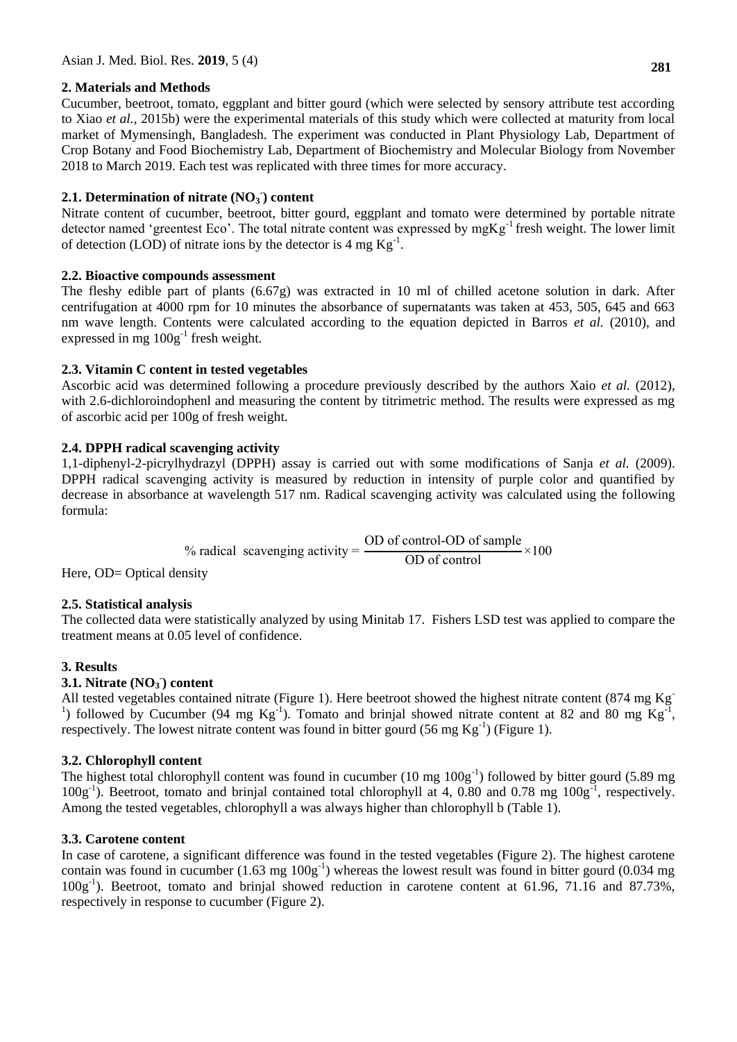## 2. Materials and Methods

Cucumber, beetroot, tomato, eggplant and bitter gourd (which were selected by sensory attribute test according to Xiao *et al.*, 2015b) were the experimental materials of this study which were collected at maturity from local market of Mymensingh, Bangladesh. The experiment was conducted in Plant Physiology Lab, Department of Crop Botany and Food Biochemistry Lab, Department of Biochemistry and Molecular Biology from November 2018 to March 2019. Each test was replicated with three times for more accuracy.

### 2.1. Determination of nitrate ($NO_3^-$) content

Nitrate content of cucumber, beetroot, bitter gourd, eggplant and tomato were determined by portable nitrate detector named 'greentest Eco'. The total nitrate content was expressed by mgKg$^{-1}$ fresh weight. The lower limit of detection (LOD) of nitrate ions by the detector is 4 mg Kg$^{-1}$.

### 2.2. Bioactive compounds assessment

The fleshy edible part of plants (6.67g) was extracted in 10 ml of chilled acetone solution in dark. After centrifugation at 4000 rpm for 10 minutes the absorbance of supernatants was taken at 453, 505, 645 and 663 nm wave length. Contents were calculated according to the equation depicted in Barros *et al.* (2010), and expressed in mg 100g$^{-1}$ fresh weight.

### 2.3. Vitamin C content in tested vegetables

Ascorbic acid was determined following a procedure previously described by the authors Xaio *et al.* (2012), with 2.6-dichloroindophenl and measuring the content by titrimetric method. The results were expressed as mg of ascorbic acid per 100g of fresh weight.

### 2.4. DPPH radical scavenging activity

1,1-diphenyl-2-picrylhydrazyl (DPPH) assay is carried out with some modifications of Sanja *et al.* (2009). DPPH radical scavenging activity is measured by reduction in intensity of purple color and quantified by decrease in absorbance at wavelength 517 nm. Radical scavenging activity was calculated using the following formula:

$$\%\text{ radical scavenging activity} = \frac{\text{OD of control-OD of sample}}{\text{OD of control}} \times 100$$

Here, OD= Optical density

### 2.5. Statistical analysis

The collected data were statistically analyzed by using Minitab 17. Fishers LSD test was applied to compare the treatment means at 0.05 level of confidence.

## 3. Results

### 3.1. Nitrate ($NO_3^-$) content

All tested vegetables contained nitrate (Figure 1). Here beetroot showed the highest nitrate content (874 mg Kg$^{-1}$) followed by Cucumber (94 mg Kg$^{-1}$). Tomato and brinjal showed nitrate content at 82 and 80 mg Kg$^{-1}$, respectively. The lowest nitrate content was found in bitter gourd (56 mg Kg$^{-1}$) (Figure 1).

### 3.2. Chlorophyll content

The highest total chlorophyll content was found in cucumber (10 mg 100g$^{-1}$) followed by bitter gourd (5.89 mg 100g$^{-1}$). Beetroot, tomato and brinjal contained total chlorophyll at 4, 0.80 and 0.78 mg 100g$^{-1}$, respectively. Among the tested vegetables, chlorophyll a was always higher than chlorophyll b (Table 1).

### 3.3. Carotene content

In case of carotene, a significant difference was found in the tested vegetables (Figure 2). The highest carotene contain was found in cucumber (1.63 mg 100g$^{-1}$) whereas the lowest result was found in bitter gourd (0.034 mg 100g$^{-1}$). Beetroot, tomato and brinjal showed reduction in carotene content at 61.96, 71.16 and 87.73%, respectively in response to cucumber (Figure 2).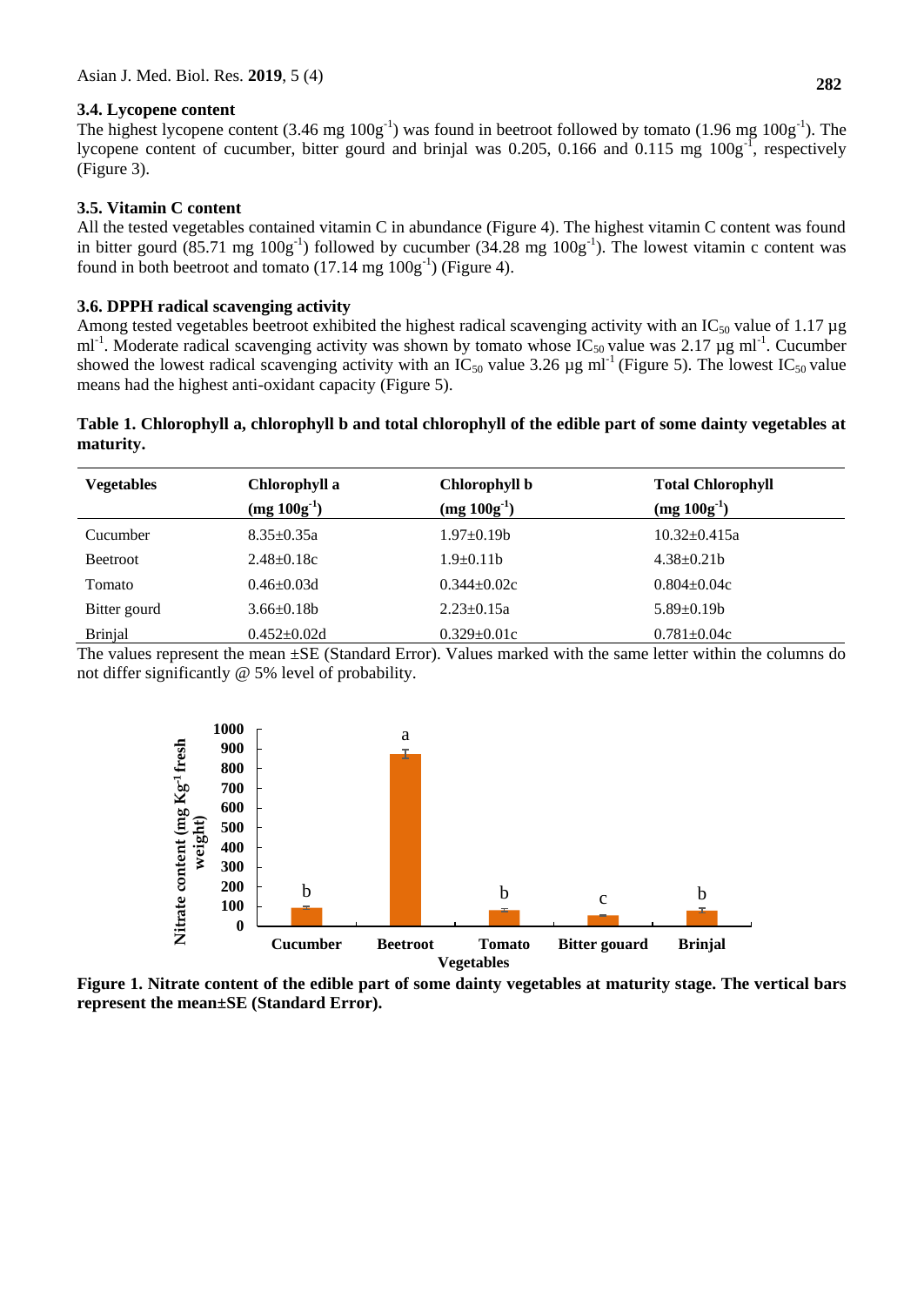### 3.4. Lycopene content

The highest lycopene content (3.46 mg $100g^{-1}$) was found in beetroot followed by tomato (1.96 mg $100g^{-1}$). The lycopene content of cucumber, bitter gourd and brinjal was 0.205, 0.166 and 0.115 mg $100g^{-1}$, respectively (Figure 3).

### 3.5. Vitamin C content

All the tested vegetables contained vitamin C in abundance (Figure 4). The highest vitamin C content was found in bitter gourd (85.71 mg $100g^{-1}$) followed by cucumber (34.28 mg $100g^{-1}$). The lowest vitamin c content was found in both beetroot and tomato (17.14 mg $100g^{-1}$) (Figure 4).

### 3.6. DPPH radical scavenging activity

Among tested vegetables beetroot exhibited the highest radical scavenging activity with an $IC_{50}$ value of 1.17 µg $ml^{-1}$. Moderate radical scavenging activity was shown by tomato whose $IC_{50}$ value was 2.17 µg $ml^{-1}$. Cucumber showed the lowest radical scavenging activity with an $IC_{50}$ value 3.26 µg $ml^{-1}$ (Figure 5). The lowest $IC_{50}$ value means had the highest anti-oxidant capacity (Figure 5).

**Table 1. Chlorophyll a, chlorophyll b and total chlorophyll of the edible part of some dainty vegetables at maturity.**

| Vegetables | Chlorophyll a (mg $100g^{-1}$) | Chlorophyll b (mg $100g^{-1}$) | Total Chlorophyll (mg $100g^{-1}$) |
|---|---|---|---|
| Cucumber | 8.35±0.35a | 1.97±0.19b | 10.32±0.415a |
| Beetroot | 2.48±0.18c | 1.9±0.11b | 4.38±0.21b |
| Tomato | 0.46±0.03d | 0.344±0.02c | 0.804±0.04c |
| Bitter gourd | 3.66±0.18b | 2.23±0.15a | 5.89±0.19b |
| Brinjal | 0.452±0.02d | 0.329±0.01c | 0.781±0.04c |

The values represent the mean ±SE (Standard Error). Values marked with the same letter within the columns do not differ significantly @ 5% level of probability.

**Figure 1. Nitrate content of the edible part of some dainty vegetables at maturity stage. The vertical bars represent the mean±SE (Standard Error).**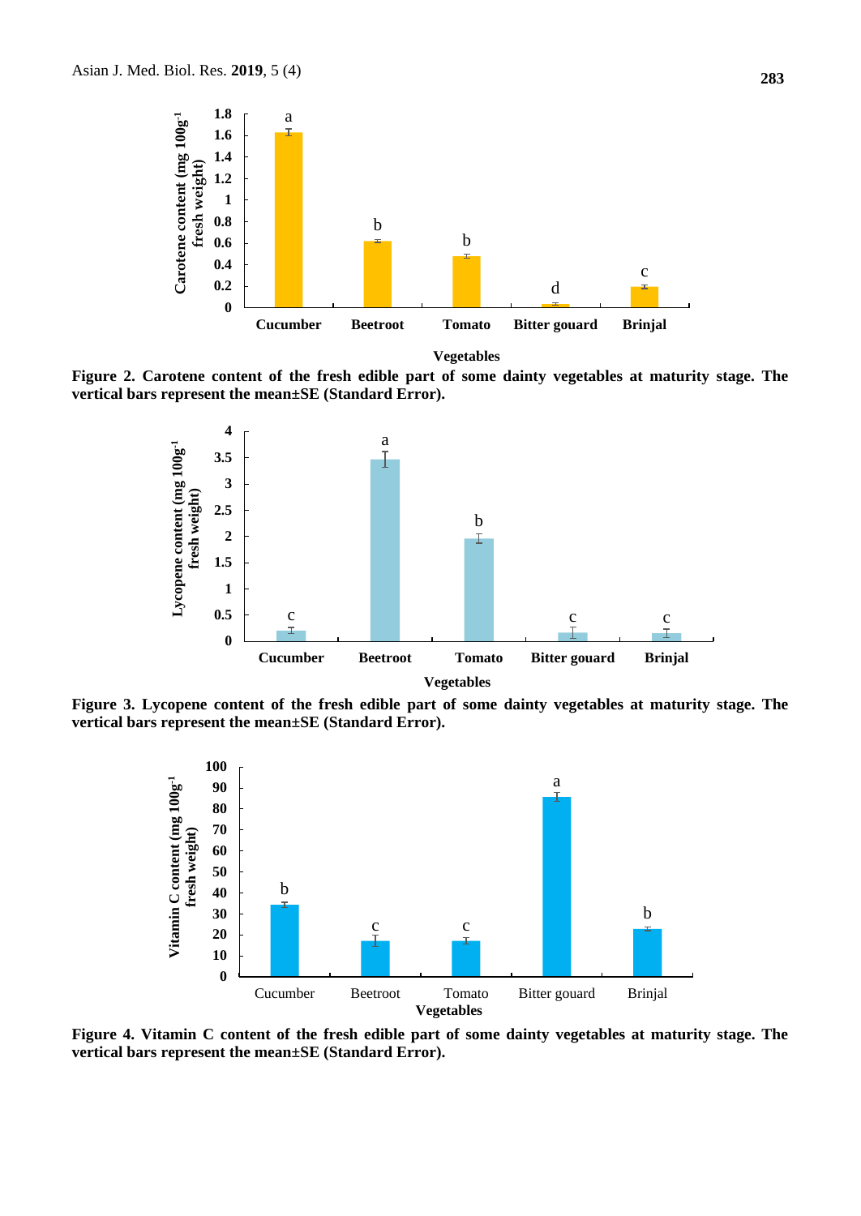**Figure 2. Carotene content of the fresh edible part of some dainty vegetables at maturity stage. The vertical bars represent the mean±SE (Standard Error).**

**Figure 3. Lycopene content of the fresh edible part of some dainty vegetables at maturity stage. The vertical bars represent the mean±SE (Standard Error).**

**Figure 4. Vitamin C content of the fresh edible part of some dainty vegetables at maturity stage. The vertical bars represent the mean±SE (Standard Error).**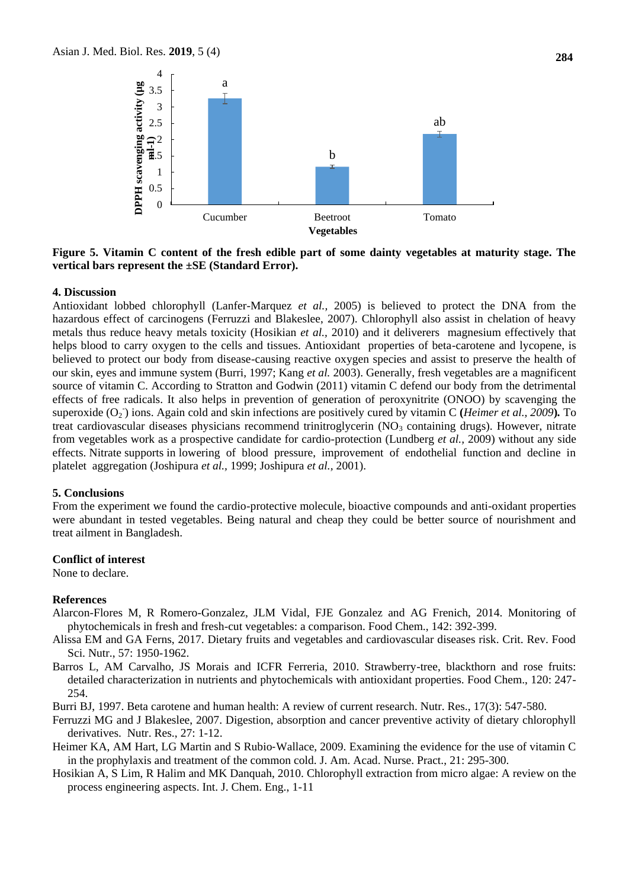Figure 5. Vitamin C content of the fresh edible part of some dainty vegetables at maturity stage. The vertical bars represent the ±SE (Standard Error).

## 4. Discussion

Antioxidant lobbed chlorophyll (Lanfer-Marquez *et al.,* 2005) is believed to protect the DNA from the hazardous effect of carcinogens (Ferruzzi and Blakeslee, 2007). Chlorophyll also assist in chelation of heavy metals thus reduce heavy metals toxicity (Hosikian *et al.,* 2010) and it deliverers magnesium effectively that helps blood to carry oxygen to the cells and tissues. Antioxidant properties of beta-carotene and lycopene, is believed to protect our body from disease-causing reactive oxygen species and assist to preserve the health of our skin, eyes and immune system (Burri, 1997; Kang *et al.* 2003). Generally, fresh vegetables are a magnificent source of vitamin C. According to Stratton and Godwin (2011) vitamin C defend our body from the detrimental effects of free radicals. It also helps in prevention of generation of peroxynitrite (ONOO) by scavenging the superoxide ($O_2^-$) ions. Again cold and skin infections are positively cured by vitamin C **(***Heimer et al., 2009***).** To treat cardiovascular diseases physicians recommend trinitroglycerin ($NO_3$ containing drugs). However, nitrate from vegetables work as a prospective candidate for cardio-protection (Lundberg *et al.,* 2009) without any side effects. Nitrate supports in lowering of blood pressure, improvement of endothelial function and decline in platelet aggregation (Joshipura *et al.,* 1999; Joshipura *et al.,* 2001).

## 5. Conclusions

From the experiment we found the cardio-protective molecule, bioactive compounds and anti-oxidant properties were abundant in tested vegetables. Being natural and cheap they could be better source of nourishment and treat ailment in Bangladesh.

## Conflict of interest

None to declare.

## References

Alarcon-Flores M, R Romero-Gonzalez, JLM Vidal, FJE Gonzalez and AG Frenich, 2014. Monitoring of phytochemicals in fresh and fresh-cut vegetables: a comparison. Food Chem., 142: 392-399.

Alissa EM and GA Ferns, 2017. Dietary fruits and vegetables and cardiovascular diseases risk. Crit. Rev. Food Sci. Nutr., 57: 1950-1962.

Barros L, AM Carvalho, JS Morais and ICFR Ferreria, 2010. Strawberry-tree, blackthorn and rose fruits: detailed characterization in nutrients and phytochemicals with antioxidant properties. Food Chem., 120: 247-254.

Burri BJ, 1997. Beta carotene and human health: A review of current research. Nutr. Res., 17(3): 547-580.

Ferruzzi MG and J Blakeslee, 2007. Digestion, absorption and cancer preventive activity of dietary chlorophyll derivatives. Nutr. Res., 27: 1-12.

Heimer KA, AM Hart, LG Martin and S Rubio-Wallace, 2009. Examining the evidence for the use of vitamin C in the prophylaxis and treatment of the common cold. J. Am. Acad. Nurse. Pract., 21: 295-300.

Hosikian A, S Lim, R Halim and MK Danquah, 2010. Chlorophyll extraction from micro algae: A review on the process engineering aspects. Int. J. Chem. Eng., 1-11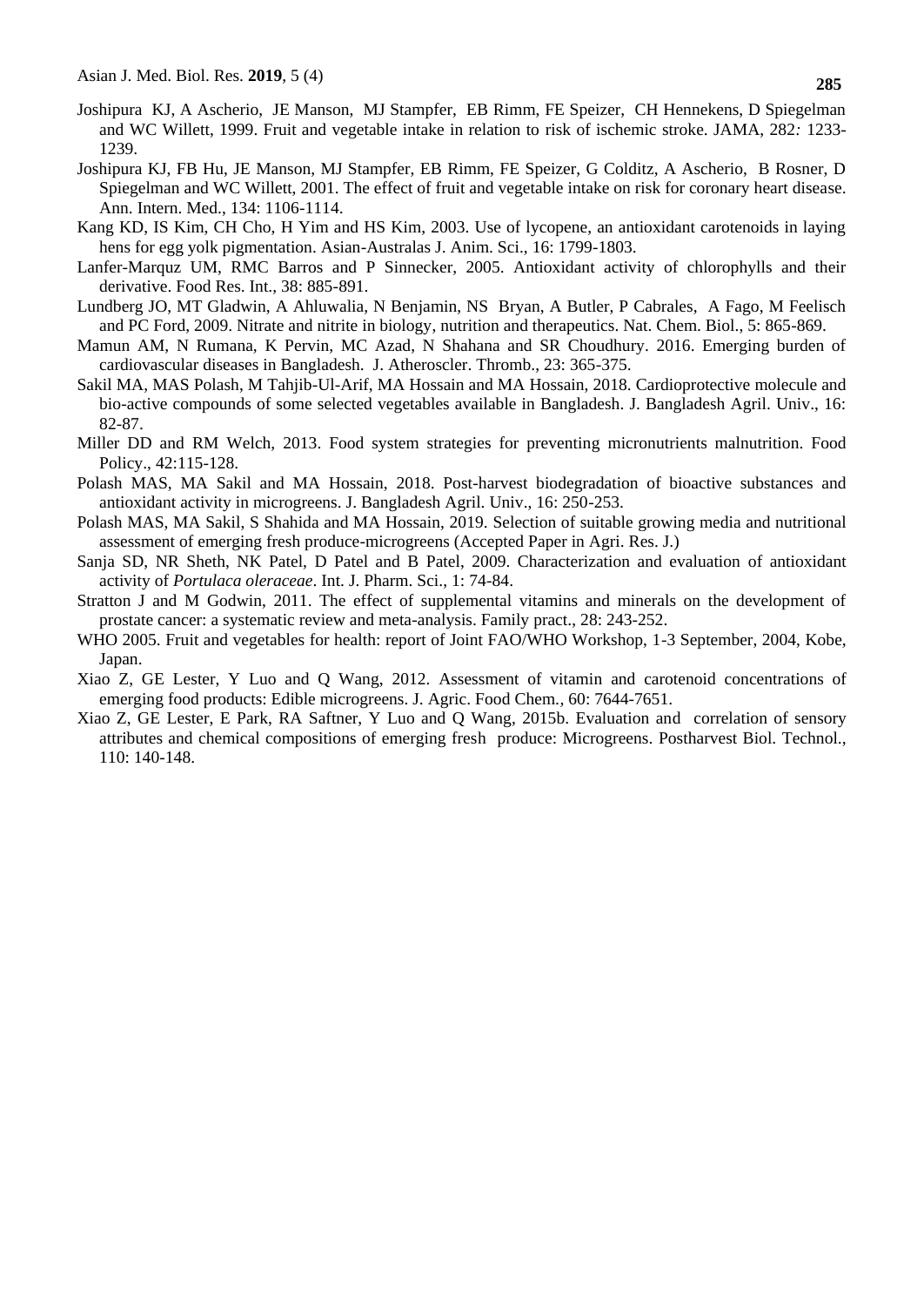Joshipura KJ, A Ascherio, JE Manson, MJ Stampfer, EB Rimm, FE Speizer, CH Hennekens, D Spiegelman and WC Willett, 1999. Fruit and vegetable intake in relation to risk of ischemic stroke. JAMA, 282*:* 1233-1239.

Joshipura KJ, FB Hu, JE Manson, MJ Stampfer, EB Rimm, FE Speizer, G Colditz, A Ascherio, B Rosner, D Spiegelman and WC Willett, 2001. The effect of fruit and vegetable intake on risk for coronary heart disease. Ann. Intern. Med., 134: 1106-1114.

Kang KD, IS Kim, CH Cho, H Yim and HS Kim, 2003. Use of lycopene, an antioxidant carotenoids in laying hens for egg yolk pigmentation. Asian-Australas J. Anim. Sci., 16: 1799-1803.

Lanfer-Marquz UM, RMC Barros and P Sinnecker, 2005. Antioxidant activity of chlorophylls and their derivative. Food Res. Int., 38: 885-891.

Lundberg JO, MT Gladwin, A Ahluwalia, N Benjamin, NS Bryan, A Butler, P Cabrales, A Fago, M Feelisch and PC Ford, 2009. Nitrate and nitrite in biology, nutrition and therapeutics. Nat. Chem. Biol., 5: 865-869.

Mamun AM, N Rumana, K Pervin, MC Azad, N Shahana and SR Choudhury. 2016. Emerging burden of cardiovascular diseases in Bangladesh. J. Atheroscler. Thromb., 23: 365-375.

Sakil MA, MAS Polash, M Tahjib-Ul-Arif, MA Hossain and MA Hossain, 2018. Cardioprotective molecule and bio-active compounds of some selected vegetables available in Bangladesh. J. Bangladesh Agril. Univ., 16: 82-87.

Miller DD and RM Welch, 2013. Food system strategies for preventing micronutrients malnutrition. Food Policy., 42:115-128.

Polash MAS, MA Sakil and MA Hossain, 2018. Post-harvest biodegradation of bioactive substances and antioxidant activity in microgreens. J. Bangladesh Agril. Univ., 16: 250-253.

Polash MAS, MA Sakil, S Shahida and MA Hossain, 2019. Selection of suitable growing media and nutritional assessment of emerging fresh produce-microgreens (Accepted Paper in Agri. Res. J.)

Sanja SD, NR Sheth, NK Patel, D Patel and B Patel, 2009. Characterization and evaluation of antioxidant activity of *Portulaca oleraceae*. Int. J. Pharm. Sci., 1: 74-84.

Stratton J and M Godwin, 2011. The effect of supplemental vitamins and minerals on the development of prostate cancer: a systematic review and meta-analysis. Family pract., 28: 243-252.

WHO 2005. Fruit and vegetables for health: report of Joint FAO/WHO Workshop, 1-3 September, 2004, Kobe, Japan.

Xiao Z, GE Lester, Y Luo and Q Wang, 2012. Assessment of vitamin and carotenoid concentrations of emerging food products: Edible microgreens. J. Agric. Food Chem., 60: 7644-7651.

Xiao Z, GE Lester, E Park, RA Saftner, Y Luo and Q Wang, 2015b. Evaluation and correlation of sensory attributes and chemical compositions of emerging fresh produce: Microgreens. Postharvest Biol. Technol., 110: 140-148.